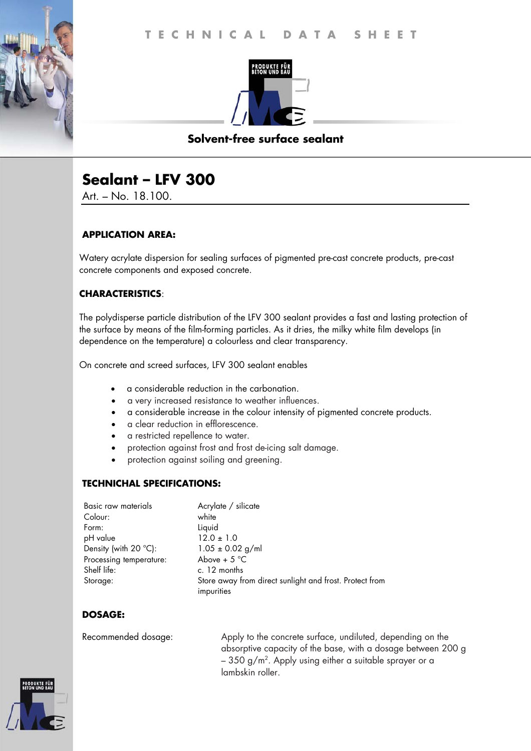# TECHNICAL DATA SHEET

**Solvent-free surface sealant**

## Sealant – LFV 300

Art. – No. 18.100.

### APPLICATION AREA:

Watery acrylate dispersion for sealing surfaces of pigmented pre-cast concrete products, pre-cast concrete components and exposed concrete.

### CHARACTERISTICS:

The polydisperse particle distribution of the LFV 300 sealant provides a fast and lasting protection of the surface by means of the film-forming particles. As it dries, the milky white film develops (in dependence on the temperature) a colourless and clear transparency.

On concrete and screed surfaces, LFV 300 sealant enables

- a considerable reduction in the carbonation.
- a very increased resistance to weather influences.
- a considerable increase in the colour intensity of pigmented concrete products.
- a clear reduction in efflorescence.
- a restricted repellence to water.
- protection against frost and frost de-icing salt damage.
- protection against soiling and greening.

### TECHNICHAL SPECIFICATIONS:

| | |
|---|---|
| Basic raw materials | Acrylate / silicate |
| Colour: | white |
| Form: | Liquid |
| pH value | 12.0 ± 1.0 |
| Density (with 20 °C): | 1.05 ± 0.02 g/ml |
| Processing temperature: | Above + 5 °C |
| Shelf life: | c. 12 months |
| Storage: | Store away from direct sunlight and frost. Protect from impurities |

### DOSAGE:

| | |
|---|---|
| Recommended dosage: | Apply to the concrete surface, undiluted, depending on the absorptive capacity of the base, with a dosage between 200 g – 350 g/m$^2$. Apply using either a suitable sprayer or a lambskin roller. |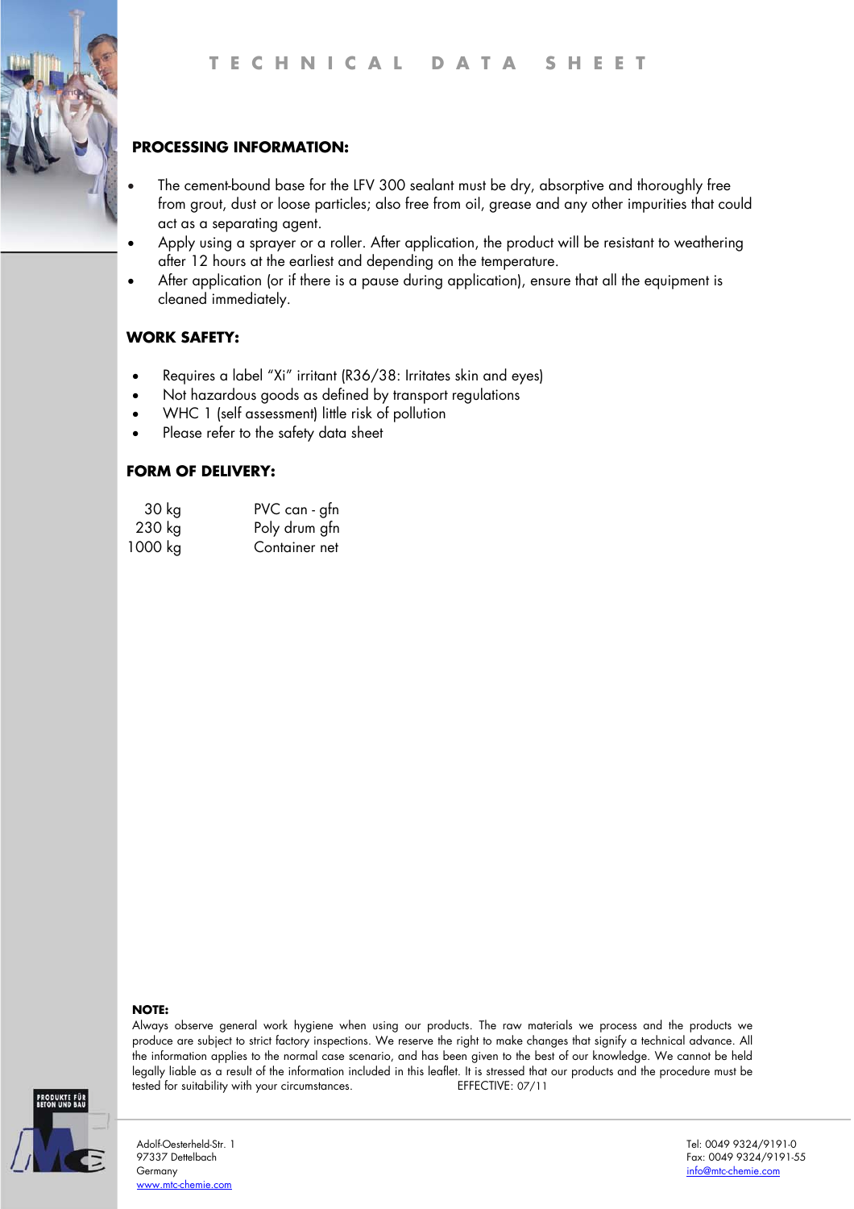## PROCESSING INFORMATION:

- The cement-bound base for the LFV 300 sealant must be dry, absorptive and thoroughly free from grout, dust or loose particles; also free from oil, grease and any other impurities that could act as a separating agent.
- Apply using a sprayer or a roller. After application, the product will be resistant to weathering after 12 hours at the earliest and depending on the temperature.
- After application (or if there is a pause during application), ensure that all the equipment is cleaned immediately.

## WORK SAFETY:

- Requires a label "Xi" irritant (R36/38: Irritates skin and eyes)
- Not hazardous goods as defined by transport regulations
- WHC 1 (self assessment) little risk of pollution
- Please refer to the safety data sheet

## FORM OF DELIVERY:

| | |
|---|---|
| 30 kg | PVC can - gfn |
| 230 kg | Poly drum gfn |
| 1000 kg | Container net |

**NOTE:**
Always observe general work hygiene when using our products. The raw materials we process and the products we produce are subject to strict factory inspections. We reserve the right to make changes that signify a technical advance. All the information applies to the normal case scenario, and has been given to the best of our knowledge. We cannot be held legally liable as a result of the information included in this leaflet. It is stressed that our products and the procedure must be tested for suitability with your circumstances. EFFECTIVE: 07/11

Adolf-Oesterheld-Str. 1
97337 Dettelbach
Germany
www.mtc-chemie.com

Tel: 0049 9324/9191-0
Fax: 0049 9324/9191-55
info@mtc-chemie.com